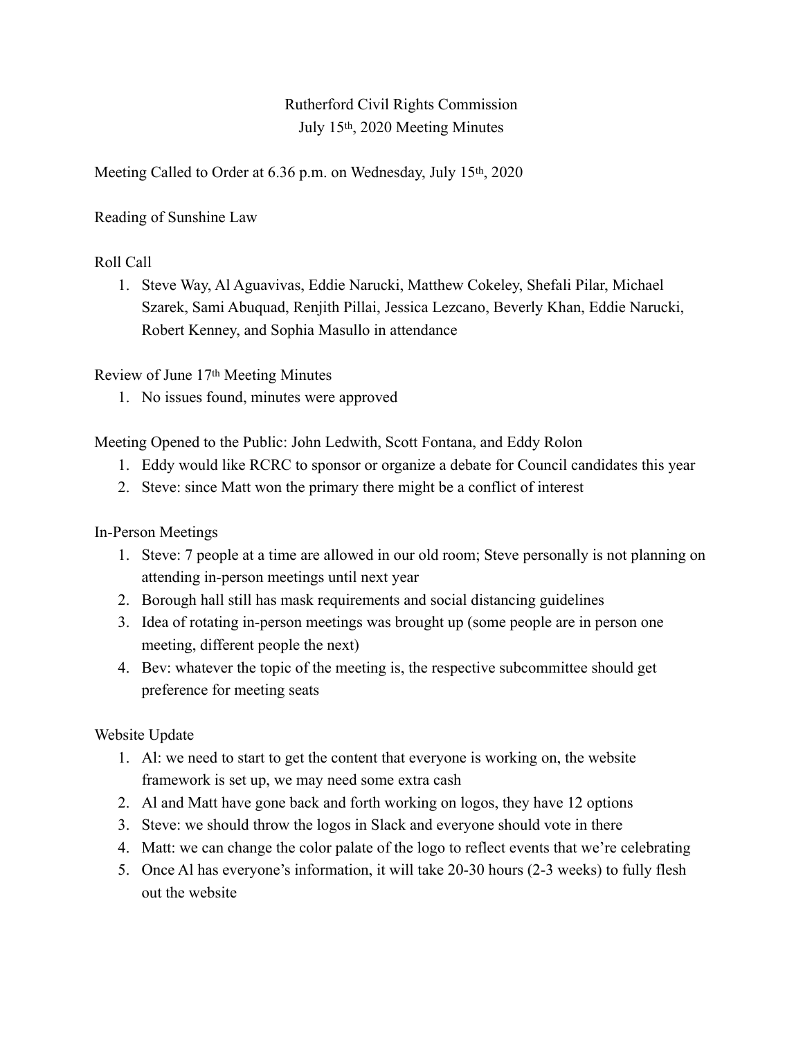Rutherford Civil Rights Commission
July 15th, 2020 Meeting Minutes

Meeting Called to Order at 6.36 p.m. on Wednesday, July 15th, 2020

Reading of Sunshine Law

Roll Call

1. Steve Way, Al Aguavivas, Eddie Narucki, Matthew Cokeley, Shefali Pilar, Michael Szarek, Sami Abuquad, Renjith Pillai, Jessica Lezcano, Beverly Khan, Eddie Narucki, Robert Kenney, and Sophia Masullo in attendance

Review of June 17th Meeting Minutes

1. No issues found, minutes were approved

Meeting Opened to the Public: John Ledwith, Scott Fontana, and Eddy Rolon

1. Eddy would like RCRC to sponsor or organize a debate for Council candidates this year
2. Steve: since Matt won the primary there might be a conflict of interest

In-Person Meetings

1. Steve: 7 people at a time are allowed in our old room; Steve personally is not planning on attending in-person meetings until next year
2. Borough hall still has mask requirements and social distancing guidelines
3. Idea of rotating in-person meetings was brought up (some people are in person one meeting, different people the next)
4. Bev: whatever the topic of the meeting is, the respective subcommittee should get preference for meeting seats

Website Update

1. Al: we need to start to get the content that everyone is working on, the website framework is set up, we may need some extra cash
2. Al and Matt have gone back and forth working on logos, they have 12 options
3. Steve: we should throw the logos in Slack and everyone should vote in there
4. Matt: we can change the color palate of the logo to reflect events that we're celebrating
5. Once Al has everyone's information, it will take 20-30 hours (2-3 weeks) to fully flesh out the website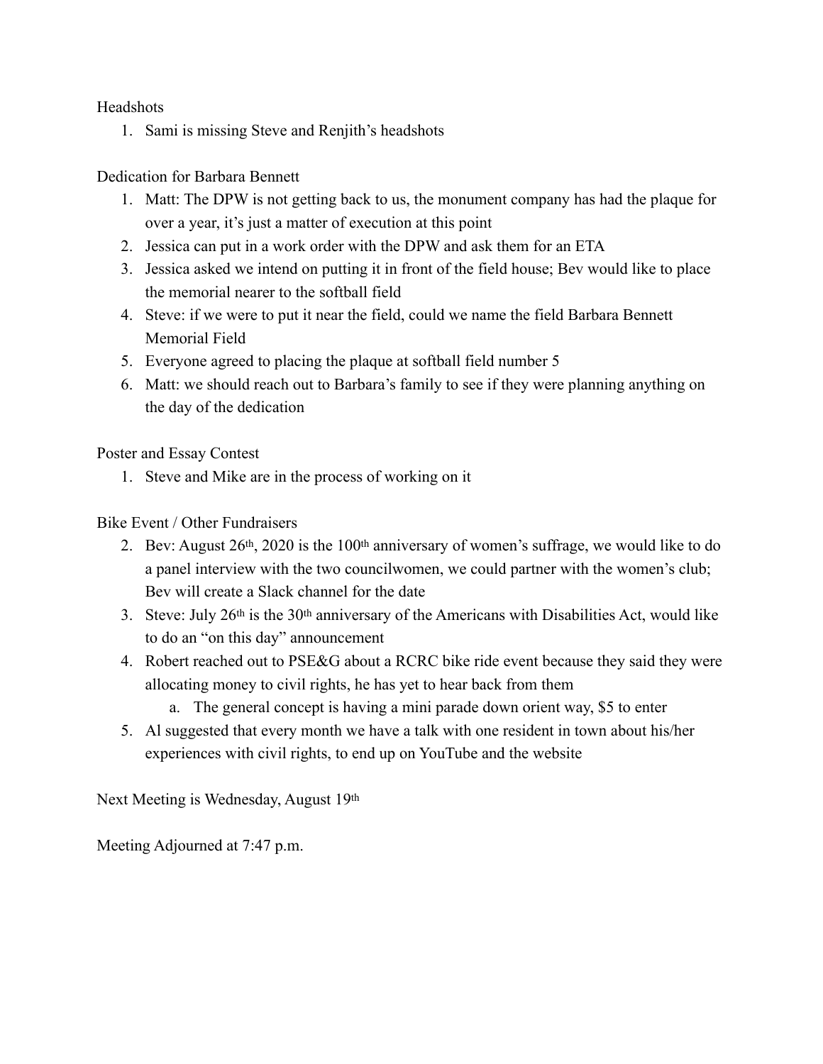Headshots

1. Sami is missing Steve and Renjith's headshots

Dedication for Barbara Bennett

1. Matt: The DPW is not getting back to us, the monument company has had the plaque for over a year, it's just a matter of execution at this point
2. Jessica can put in a work order with the DPW and ask them for an ETA
3. Jessica asked we intend on putting it in front of the field house; Bev would like to place the memorial nearer to the softball field
4. Steve: if we were to put it near the field, could we name the field Barbara Bennett Memorial Field
5. Everyone agreed to placing the plaque at softball field number 5
6. Matt: we should reach out to Barbara's family to see if they were planning anything on the day of the dedication

Poster and Essay Contest

1. Steve and Mike are in the process of working on it

Bike Event / Other Fundraisers

2. Bev: August 26th, 2020 is the 100th anniversary of women's suffrage, we would like to do a panel interview with the two councilwomen, we could partner with the women's club; Bev will create a Slack channel for the date
3. Steve: July 26th is the 30th anniversary of the Americans with Disabilities Act, would like to do an "on this day" announcement
4. Robert reached out to PSE&G about a RCRC bike ride event because they said they were allocating money to civil rights, he has yet to hear back from them
    a. The general concept is having a mini parade down orient way, $5 to enter
5. Al suggested that every month we have a talk with one resident in town about his/her experiences with civil rights, to end up on YouTube and the website

Next Meeting is Wednesday, August 19th

Meeting Adjourned at 7:47 p.m.